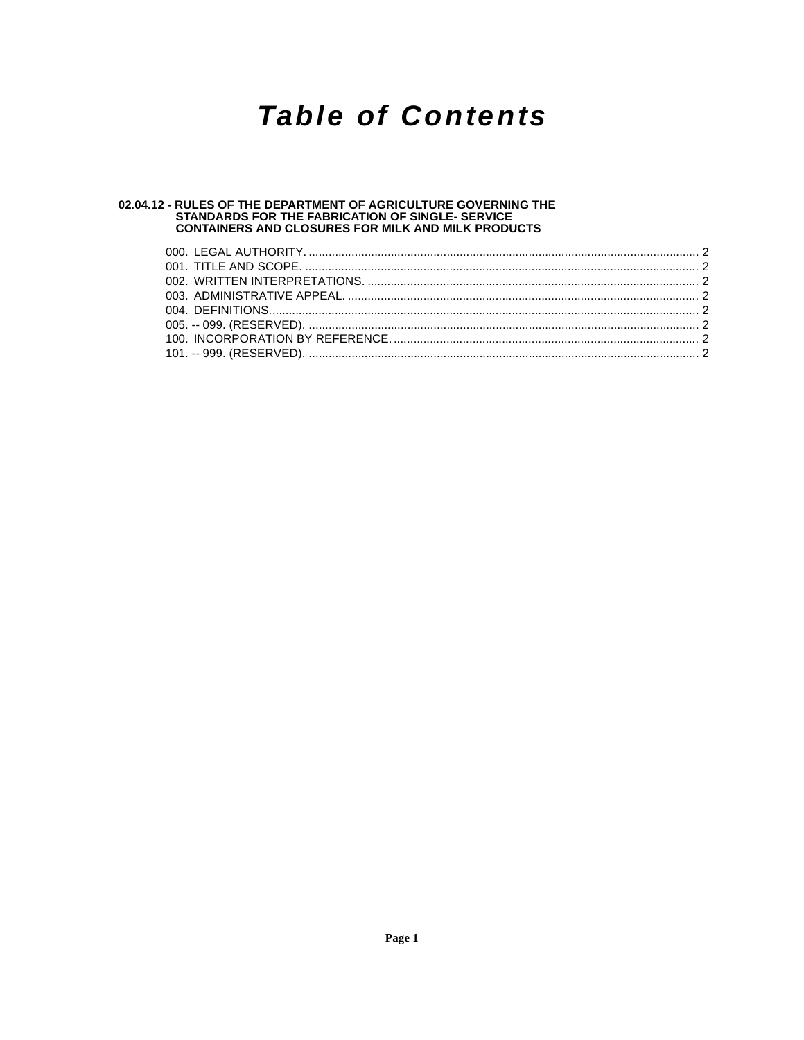# Table of Contents

**02.04.12 - RULES OF THE DEPARTMENT OF AGRICULTURE GOVERNING THE STANDARDS FOR THE FABRICATION OF SINGLE- SERVICE CONTAINERS AND CLOSURES FOR MILK AND MILK PRODUCTS**

000. LEGAL AUTHORITY. ..... 2
001. TITLE AND SCOPE. ..... 2
002. WRITTEN INTERPRETATIONS. ..... 2
003. ADMINISTRATIVE APPEAL. ..... 2
004. DEFINITIONS. ..... 2
005. -- 099. (RESERVED). ..... 2
100. INCORPORATION BY REFERENCE. ..... 2
101. -- 999. (RESERVED). ..... 2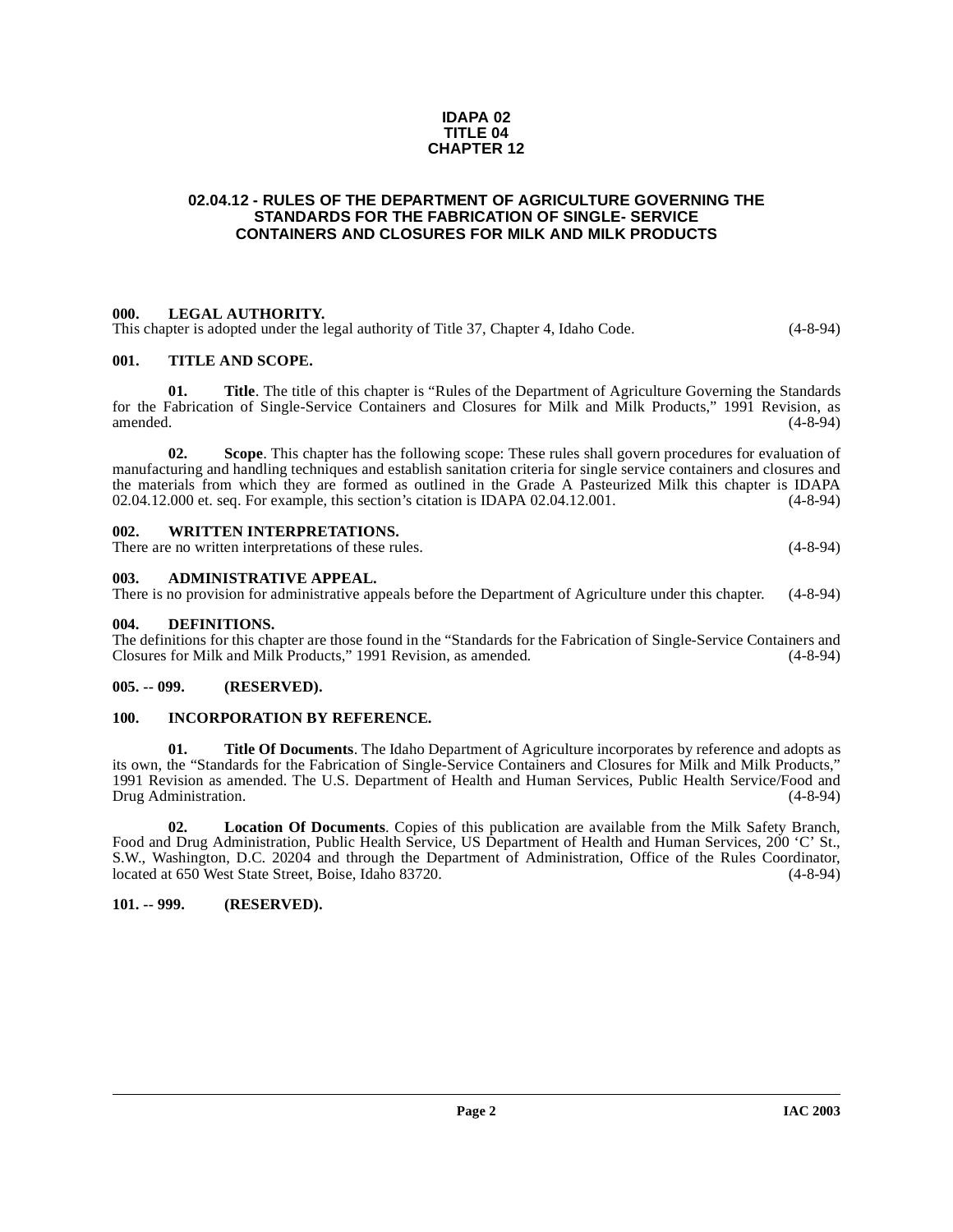**IDAPA 02**
**TITLE 04**
**CHAPTER 12**

# 02.04.12 - RULES OF THE DEPARTMENT OF AGRICULTURE GOVERNING THE STANDARDS FOR THE FABRICATION OF SINGLE- SERVICE CONTAINERS AND CLOSURES FOR MILK AND MILK PRODUCTS

### 000. LEGAL AUTHORITY.

This chapter is adopted under the legal authority of Title 37, Chapter 4, Idaho Code. (4-8-94)

### 001. TITLE AND SCOPE.

**01. Title**. The title of this chapter is "Rules of the Department of Agriculture Governing the Standards for the Fabrication of Single-Service Containers and Closures for Milk and Milk Products," 1991 Revision, as amended. (4-8-94)

**02. Scope**. This chapter has the following scope: These rules shall govern procedures for evaluation of manufacturing and handling techniques and establish sanitation criteria for single service containers and closures and the materials from which they are formed as outlined in the Grade A Pasteurized Milk this chapter is IDAPA 02.04.12.000 et. seq. For example, this section's citation is IDAPA 02.04.12.001. (4-8-94)

### 002. WRITTEN INTERPRETATIONS.

There are no written interpretations of these rules. (4-8-94)

### 003. ADMINISTRATIVE APPEAL.

There is no provision for administrative appeals before the Department of Agriculture under this chapter. (4-8-94)

### 004. DEFINITIONS.

The definitions for this chapter are those found in the "Standards for the Fabrication of Single-Service Containers and Closures for Milk and Milk Products," 1991 Revision, as amended. (4-8-94)

### 005. -- 099. (RESERVED).

### 100. INCORPORATION BY REFERENCE.

**01. Title Of Documents**. The Idaho Department of Agriculture incorporates by reference and adopts as its own, the "Standards for the Fabrication of Single-Service Containers and Closures for Milk and Milk Products," 1991 Revision as amended. The U.S. Department of Health and Human Services, Public Health Service/Food and Drug Administration. (4-8-94)

**02. Location Of Documents**. Copies of this publication are available from the Milk Safety Branch, Food and Drug Administration, Public Health Service, US Department of Health and Human Services, 200 'C' St., S.W., Washington, D.C. 20204 and through the Department of Administration, Office of the Rules Coordinator, located at 650 West State Street, Boise, Idaho 83720. (4-8-94)

### 101. -- 999. (RESERVED).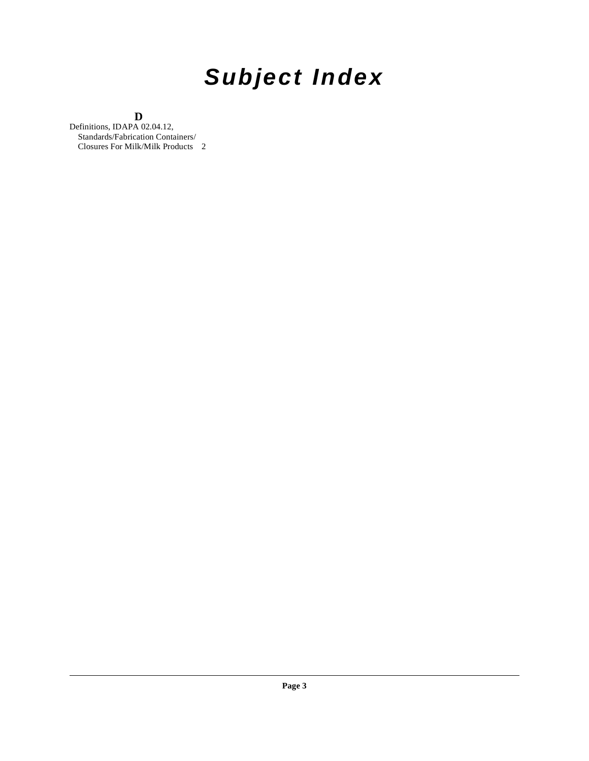# Subject Index

**D**

Definitions, IDAPA 02.04.12,
Standards/Fabrication Containers/
Closures For Milk/Milk Products 2